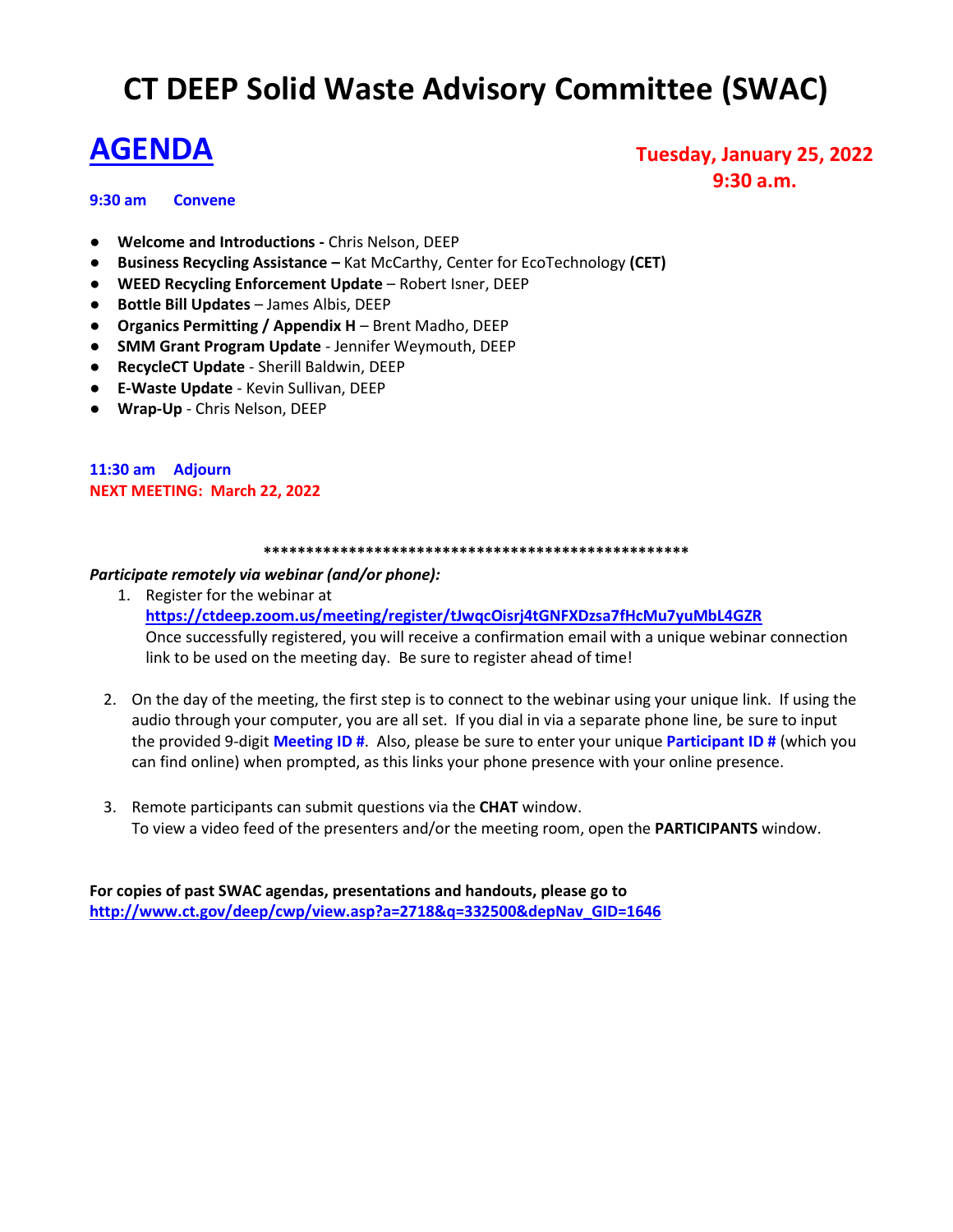# CT DEEP Solid Waste Advisory Committee (SWAC)

## AGENDA

**Tuesday, January 25, 2022**
**9:30 a.m.**

**9:30 am Convene**

- **Welcome and Introductions -** Chris Nelson, DEEP
- **Business Recycling Assistance –** Kat McCarthy, Center for EcoTechnology **(CET)**
- **WEED Recycling Enforcement Update** – Robert Isner, DEEP
- **Bottle Bill Updates** – James Albis, DEEP
- **Organics Permitting / Appendix H** – Brent Madho, DEEP
- **SMM Grant Program Update** - Jennifer Weymouth, DEEP
- **RecycleCT Update** - Sherill Baldwin, DEEP
- **E-Waste Update** - Kevin Sullivan, DEEP
- **Wrap-Up** - Chris Nelson, DEEP

**11:30 am Adjourn**
**NEXT MEETING: March 22, 2022**

**************************************************

***Participate remotely via webinar (and/or phone):***

1. Register for the webinar at **https://ctdeep.zoom.us/meeting/register/tJwqcOisrj4tGNFXDzsa7fHcMu7yuMbL4GZR**
   Once successfully registered, you will receive a confirmation email with a unique webinar connection link to be used on the meeting day. Be sure to register ahead of time!

2. On the day of the meeting, the first step is to connect to the webinar using your unique link. If using the audio through your computer, you are all set. If you dial in via a separate phone line, be sure to input the provided 9-digit **Meeting ID #**. Also, please be sure to enter your unique **Participant ID #** (which you can find online) when prompted, as this links your phone presence with your online presence.

3. Remote participants can submit questions via the **CHAT** window.
   To view a video feed of the presenters and/or the meeting room, open the **PARTICIPANTS** window.

**For copies of past SWAC agendas, presentations and handouts, please go to**
**http://www.ct.gov/deep/cwp/view.asp?a=2718&q=332500&depNav_GID=1646**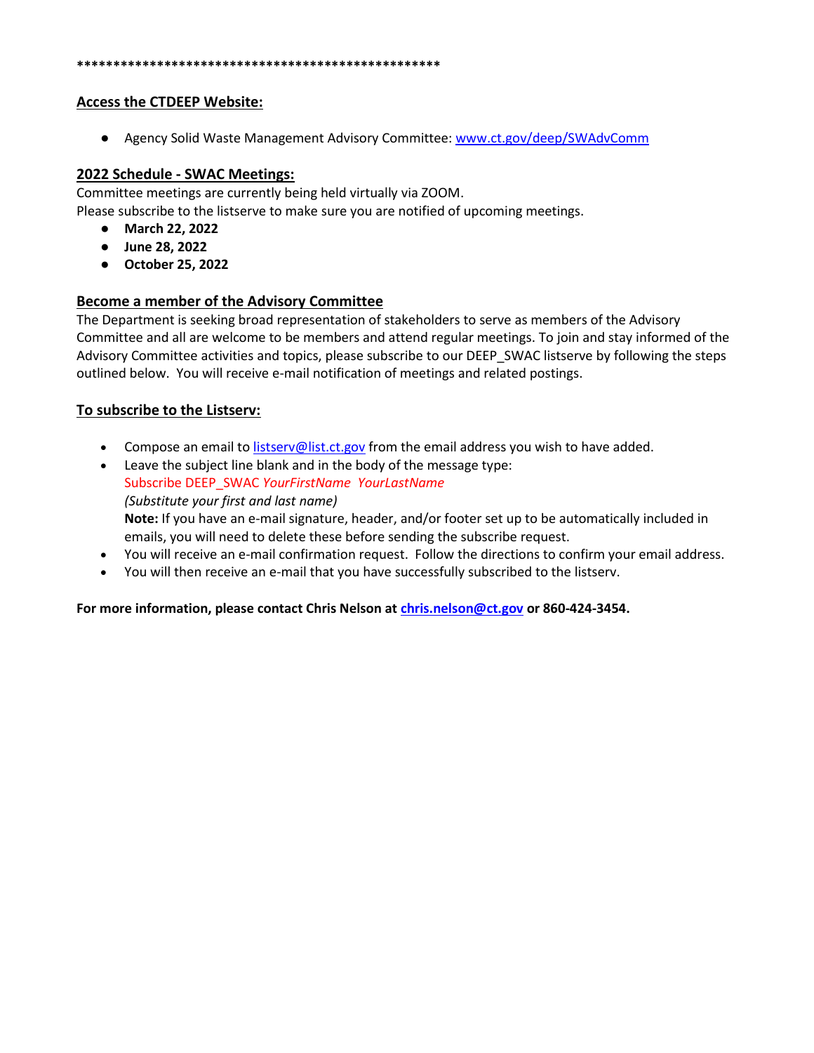**************************************************

**Access the CTDEEP Website:**

- Agency Solid Waste Management Advisory Committee: [www.ct.gov/deep/SWAdvComm](www.ct.gov/deep/SWAdvComm)

**2022 Schedule - SWAC Meetings:**

Committee meetings are currently being held virtually via ZOOM.
Please subscribe to the listserve to make sure you are notified of upcoming meetings.

- **March 22, 2022**
- **June 28, 2022**
- **October 25, 2022**

**Become a member of the Advisory Committee**

The Department is seeking broad representation of stakeholders to serve as members of the Advisory Committee and all are welcome to be members and attend regular meetings. To join and stay informed of the Advisory Committee activities and topics, please subscribe to our DEEP_SWAC listserve by following the steps outlined below. You will receive e-mail notification of meetings and related postings.

**To subscribe to the Listserv:**

- Compose an email to listserv@list.ct.gov from the email address you wish to have added.
- Leave the subject line blank and in the body of the message type:
  Subscribe DEEP_SWAC *YourFirstName YourLastName*
  *(Substitute your first and last name)*
  **Note:** If you have an e-mail signature, header, and/or footer set up to be automatically included in emails, you will need to delete these before sending the subscribe request.
- You will receive an e-mail confirmation request. Follow the directions to confirm your email address.
- You will then receive an e-mail that you have successfully subscribed to the listserv.

**For more information, please contact Chris Nelson at chris.nelson@ct.gov or 860-424-3454.**